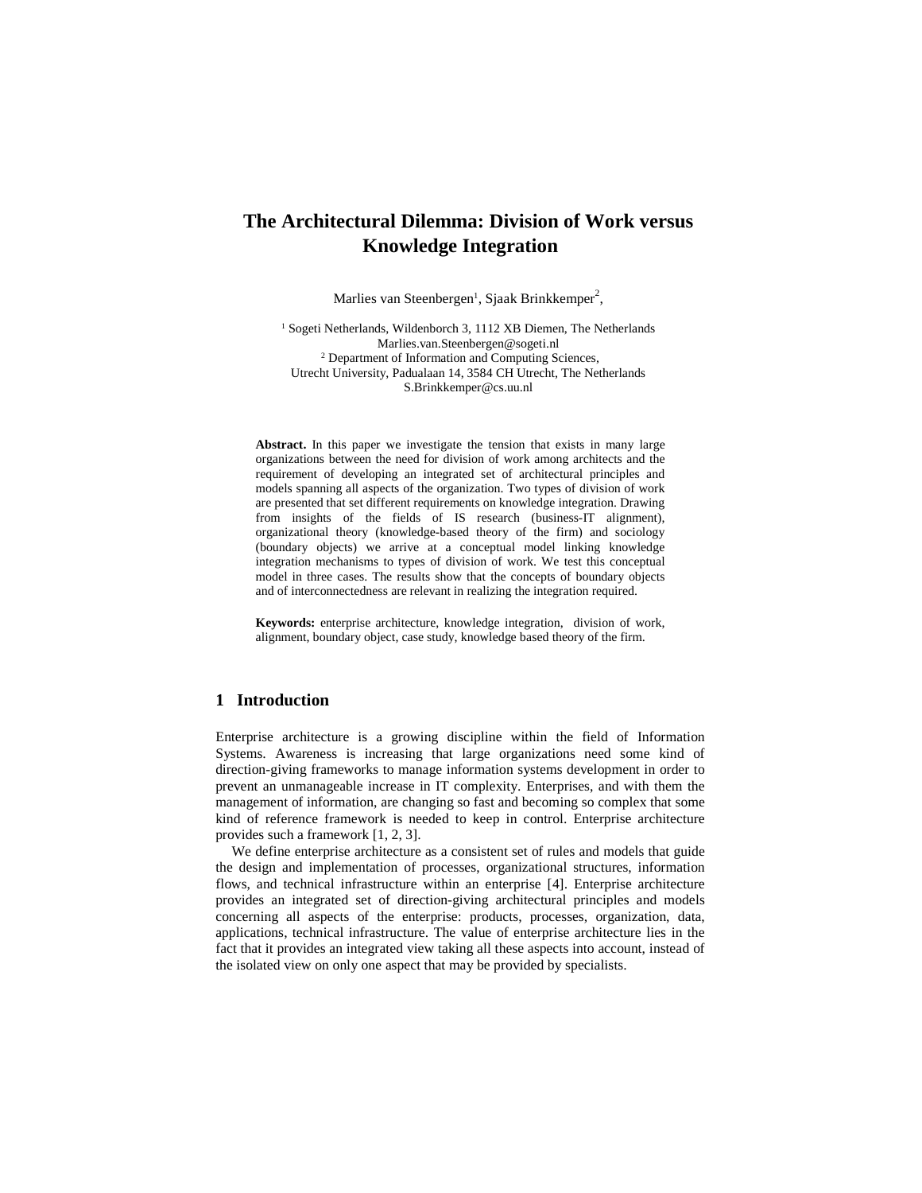# The Architectural Dilemma: Division of Work versus Knowledge Integration

Marlies van Steenbergen[1], Sjaak Brinkkemper[2],

[1] Sogeti Netherlands, Wildenborch 3, 1112 XB Diemen, The Netherlands
Marlies.van.Steenbergen@sogeti.nl
[2] Department of Information and Computing Sciences,
Utrecht University, Padualaan 14, 3584 CH Utrecht, The Netherlands
S.Brinkkemper@cs.uu.nl

**Abstract.** In this paper we investigate the tension that exists in many large organizations between the need for division of work among architects and the requirement of developing an integrated set of architectural principles and models spanning all aspects of the organization. Two types of division of work are presented that set different requirements on knowledge integration. Drawing from insights of the fields of IS research (business-IT alignment), organizational theory (knowledge-based theory of the firm) and sociology (boundary objects) we arrive at a conceptual model linking knowledge integration mechanisms to types of division of work. We test this conceptual model in three cases. The results show that the concepts of boundary objects and of interconnectedness are relevant in realizing the integration required.

**Keywords:** enterprise architecture, knowledge integration, division of work, alignment, boundary object, case study, knowledge based theory of the firm.

## 1 Introduction

Enterprise architecture is a growing discipline within the field of Information Systems. Awareness is increasing that large organizations need some kind of direction-giving frameworks to manage information systems development in order to prevent an unmanageable increase in IT complexity. Enterprises, and with them the management of information, are changing so fast and becoming so complex that some kind of reference framework is needed to keep in control. Enterprise architecture provides such a framework [1, 2, 3].

We define enterprise architecture as a consistent set of rules and models that guide the design and implementation of processes, organizational structures, information flows, and technical infrastructure within an enterprise [4]. Enterprise architecture provides an integrated set of direction-giving architectural principles and models concerning all aspects of the enterprise: products, processes, organization, data, applications, technical infrastructure. The value of enterprise architecture lies in the fact that it provides an integrated view taking all these aspects into account, instead of the isolated view on only one aspect that may be provided by specialists.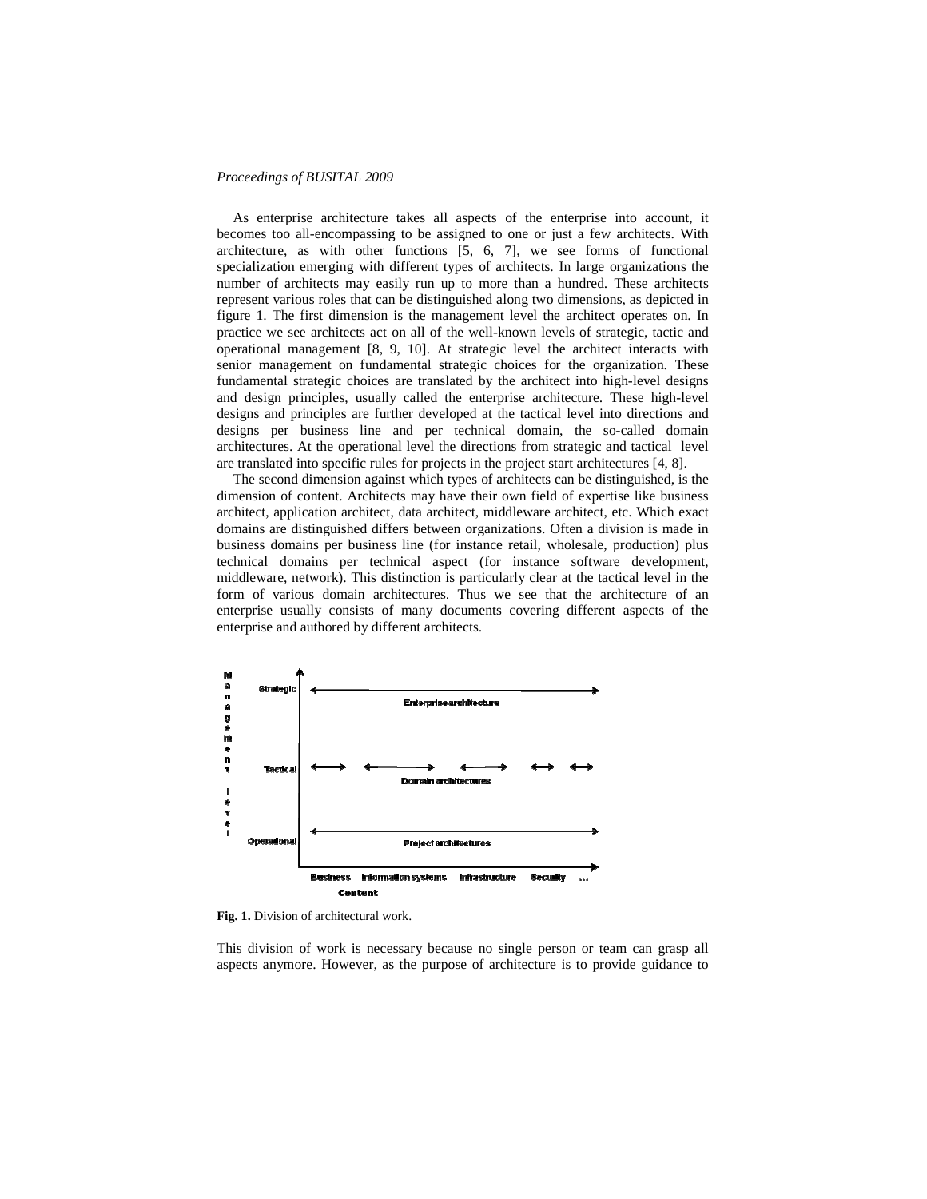As enterprise architecture takes all aspects of the enterprise into account, it becomes too all-encompassing to be assigned to one or just a few architects. With architecture, as with other functions [5, 6, 7], we see forms of functional specialization emerging with different types of architects. In large organizations the number of architects may easily run up to more than a hundred. These architects represent various roles that can be distinguished along two dimensions, as depicted in figure 1. The first dimension is the management level the architect operates on. In practice we see architects act on all of the well-known levels of strategic, tactic and operational management [8, 9, 10]. At strategic level the architect interacts with senior management on fundamental strategic choices for the organization. These fundamental strategic choices are translated by the architect into high-level designs and design principles, usually called the enterprise architecture. These high-level designs and principles are further developed at the tactical level into directions and designs per business line and per technical domain, the so-called domain architectures. At the operational level the directions from strategic and tactical level are translated into specific rules for projects in the project start architectures [4, 8].

The second dimension against which types of architects can be distinguished, is the dimension of content. Architects may have their own field of expertise like business architect, application architect, data architect, middleware architect, etc. Which exact domains are distinguished differs between organizations. Often a division is made in business domains per business line (for instance retail, wholesale, production) plus technical domains per technical aspect (for instance software development, middleware, network). This distinction is particularly clear at the tactical level in the form of various domain architectures. Thus we see that the architecture of an enterprise usually consists of many documents covering different aspects of the enterprise and authored by different architects.

**Fig. 1.** Division of architectural work.

This division of work is necessary because no single person or team can grasp all aspects anymore. However, as the purpose of architecture is to provide guidance to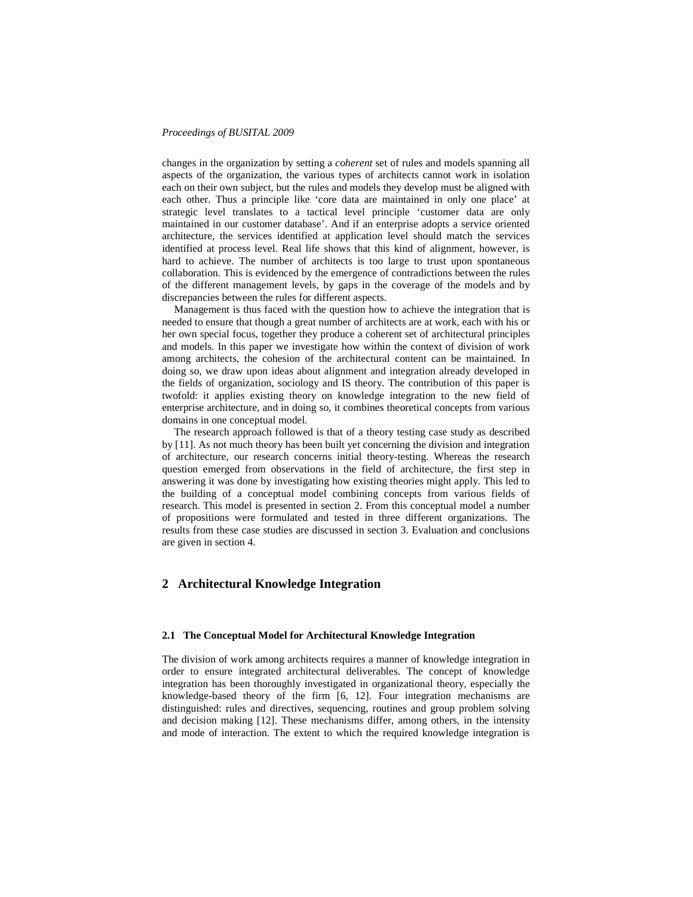changes in the organization by setting a *coherent* set of rules and models spanning all aspects of the organization, the various types of architects cannot work in isolation each on their own subject, but the rules and models they develop must be aligned with each other. Thus a principle like 'core data are maintained in only one place' at strategic level translates to a tactical level principle 'customer data are only maintained in our customer database'. And if an enterprise adopts a service oriented architecture, the services identified at application level should match the services identified at process level. Real life shows that this kind of alignment, however, is hard to achieve. The number of architects is too large to trust upon spontaneous collaboration. This is evidenced by the emergence of contradictions between the rules of the different management levels, by gaps in the coverage of the models and by discrepancies between the rules for different aspects.

Management is thus faced with the question how to achieve the integration that is needed to ensure that though a great number of architects are at work, each with his or her own special focus, together they produce a coherent set of architectural principles and models. In this paper we investigate how within the context of division of work among architects, the cohesion of the architectural content can be maintained. In doing so, we draw upon ideas about alignment and integration already developed in the fields of organization, sociology and IS theory. The contribution of this paper is twofold: it applies existing theory on knowledge integration to the new field of enterprise architecture, and in doing so, it combines theoretical concepts from various domains in one conceptual model.

The research approach followed is that of a theory testing case study as described by [11]. As not much theory has been built yet concerning the division and integration of architecture, our research concerns initial theory-testing. Whereas the research question emerged from observations in the field of architecture, the first step in answering it was done by investigating how existing theories might apply. This led to the building of a conceptual model combining concepts from various fields of research. This model is presented in section 2. From this conceptual model a number of propositions were formulated and tested in three different organizations. The results from these case studies are discussed in section 3. Evaluation and conclusions are given in section 4.

## 2 Architectural Knowledge Integration

### 2.1 The Conceptual Model for Architectural Knowledge Integration

The division of work among architects requires a manner of knowledge integration in order to ensure integrated architectural deliverables. The concept of knowledge integration has been thoroughly investigated in organizational theory, especially the knowledge-based theory of the firm [6, 12]. Four integration mechanisms are distinguished: rules and directives, sequencing, routines and group problem solving and decision making [12]. These mechanisms differ, among others, in the intensity and mode of interaction. The extent to which the required knowledge integration is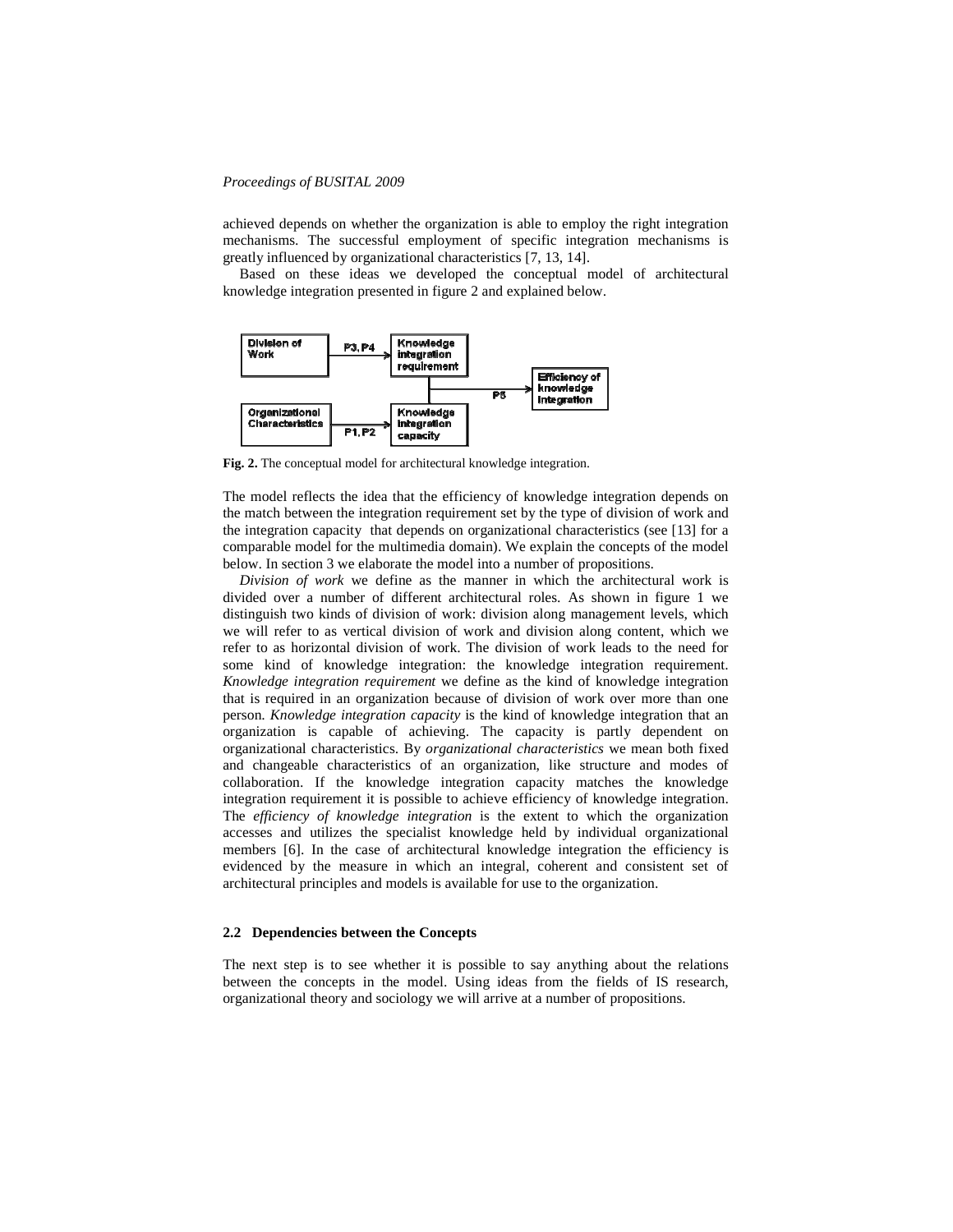achieved depends on whether the organization is able to employ the right integration mechanisms. The successful employment of specific integration mechanisms is greatly influenced by organizational characteristics [7, 13, 14].

Based on these ideas we developed the conceptual model of architectural knowledge integration presented in figure 2 and explained below.

**Fig. 2.** The conceptual model for architectural knowledge integration.

The model reflects the idea that the efficiency of knowledge integration depends on the match between the integration requirement set by the type of division of work and the integration capacity that depends on organizational characteristics (see [13] for a comparable model for the multimedia domain). We explain the concepts of the model below. In section 3 we elaborate the model into a number of propositions.

*Division of work* we define as the manner in which the architectural work is divided over a number of different architectural roles. As shown in figure 1 we distinguish two kinds of division of work: division along management levels, which we will refer to as vertical division of work and division along content, which we refer to as horizontal division of work. The division of work leads to the need for some kind of knowledge integration: the knowledge integration requirement. *Knowledge integration requirement* we define as the kind of knowledge integration that is required in an organization because of division of work over more than one person. *Knowledge integration capacity* is the kind of knowledge integration that an organization is capable of achieving. The capacity is partly dependent on organizational characteristics. By *organizational characteristics* we mean both fixed and changeable characteristics of an organization, like structure and modes of collaboration. If the knowledge integration capacity matches the knowledge integration requirement it is possible to achieve efficiency of knowledge integration. The *efficiency of knowledge integration* is the extent to which the organization accesses and utilizes the specialist knowledge held by individual organizational members [6]. In the case of architectural knowledge integration the efficiency is evidenced by the measure in which an integral, coherent and consistent set of architectural principles and models is available for use to the organization.

### 2.2 Dependencies between the Concepts

The next step is to see whether it is possible to say anything about the relations between the concepts in the model. Using ideas from the fields of IS research, organizational theory and sociology we will arrive at a number of propositions.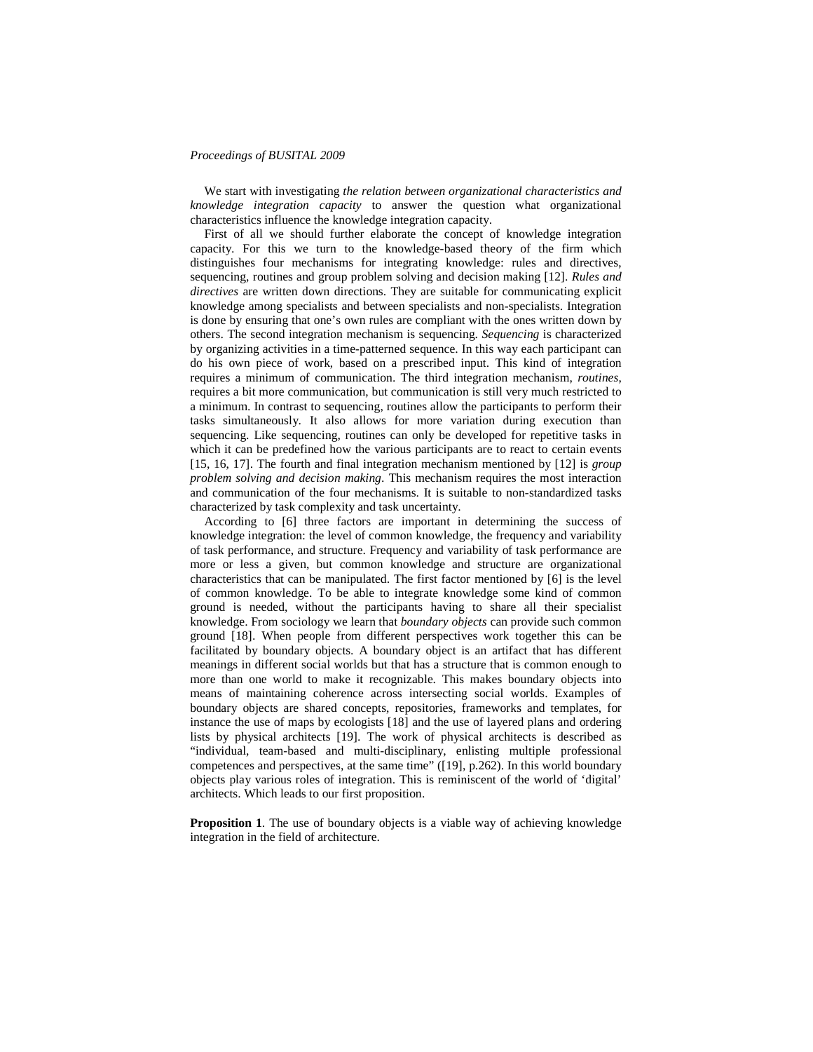We start with investigating *the relation between organizational characteristics and knowledge integration capacity* to answer the question what organizational characteristics influence the knowledge integration capacity.

First of all we should further elaborate the concept of knowledge integration capacity. For this we turn to the knowledge-based theory of the firm which distinguishes four mechanisms for integrating knowledge: rules and directives, sequencing, routines and group problem solving and decision making [12]. *Rules and directives* are written down directions. They are suitable for communicating explicit knowledge among specialists and between specialists and non-specialists. Integration is done by ensuring that one's own rules are compliant with the ones written down by others. The second integration mechanism is sequencing. *Sequencing* is characterized by organizing activities in a time-patterned sequence. In this way each participant can do his own piece of work, based on a prescribed input. This kind of integration requires a minimum of communication. The third integration mechanism, *routines*, requires a bit more communication, but communication is still very much restricted to a minimum. In contrast to sequencing, routines allow the participants to perform their tasks simultaneously. It also allows for more variation during execution than sequencing. Like sequencing, routines can only be developed for repetitive tasks in which it can be predefined how the various participants are to react to certain events [15, 16, 17]. The fourth and final integration mechanism mentioned by [12] is *group problem solving and decision making*. This mechanism requires the most interaction and communication of the four mechanisms. It is suitable to non-standardized tasks characterized by task complexity and task uncertainty.

According to [6] three factors are important in determining the success of knowledge integration: the level of common knowledge, the frequency and variability of task performance, and structure. Frequency and variability of task performance are more or less a given, but common knowledge and structure are organizational characteristics that can be manipulated. The first factor mentioned by [6] is the level of common knowledge. To be able to integrate knowledge some kind of common ground is needed, without the participants having to share all their specialist knowledge. From sociology we learn that *boundary objects* can provide such common ground [18]. When people from different perspectives work together this can be facilitated by boundary objects. A boundary object is an artifact that has different meanings in different social worlds but that has a structure that is common enough to more than one world to make it recognizable. This makes boundary objects into means of maintaining coherence across intersecting social worlds. Examples of boundary objects are shared concepts, repositories, frameworks and templates, for instance the use of maps by ecologists [18] and the use of layered plans and ordering lists by physical architects [19]. The work of physical architects is described as "individual, team-based and multi-disciplinary, enlisting multiple professional competences and perspectives, at the same time" ([19], p.262). In this world boundary objects play various roles of integration. This is reminiscent of the world of 'digital' architects. Which leads to our first proposition.

**Proposition 1**. The use of boundary objects is a viable way of achieving knowledge integration in the field of architecture.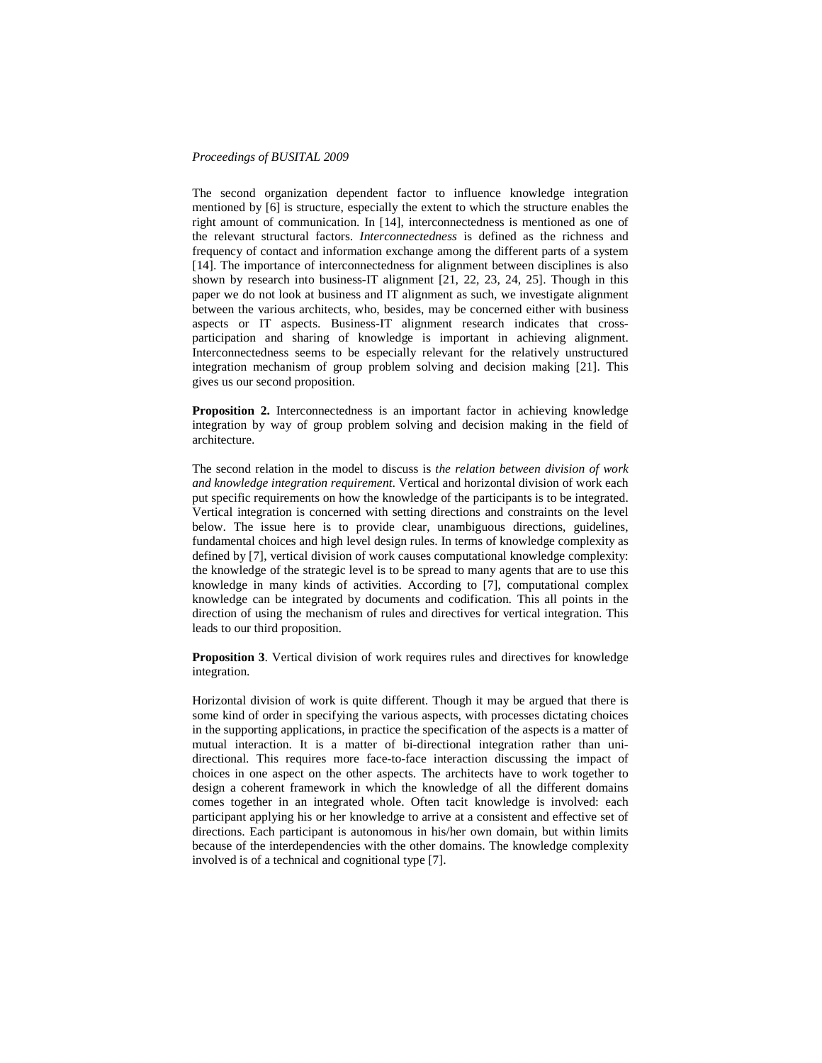The second organization dependent factor to influence knowledge integration mentioned by [6] is structure, especially the extent to which the structure enables the right amount of communication. In [14], interconnectedness is mentioned as one of the relevant structural factors. *Interconnectedness* is defined as the richness and frequency of contact and information exchange among the different parts of a system [14]. The importance of interconnectedness for alignment between disciplines is also shown by research into business-IT alignment [21, 22, 23, 24, 25]. Though in this paper we do not look at business and IT alignment as such, we investigate alignment between the various architects, who, besides, may be concerned either with business aspects or IT aspects. Business-IT alignment research indicates that cross-participation and sharing of knowledge is important in achieving alignment. Interconnectedness seems to be especially relevant for the relatively unstructured integration mechanism of group problem solving and decision making [21]. This gives us our second proposition.

**Proposition 2.** Interconnectedness is an important factor in achieving knowledge integration by way of group problem solving and decision making in the field of architecture.

The second relation in the model to discuss is *the relation between division of work and knowledge integration requirement*. Vertical and horizontal division of work each put specific requirements on how the knowledge of the participants is to be integrated. Vertical integration is concerned with setting directions and constraints on the level below. The issue here is to provide clear, unambiguous directions, guidelines, fundamental choices and high level design rules. In terms of knowledge complexity as defined by [7], vertical division of work causes computational knowledge complexity: the knowledge of the strategic level is to be spread to many agents that are to use this knowledge in many kinds of activities. According to [7], computational complex knowledge can be integrated by documents and codification. This all points in the direction of using the mechanism of rules and directives for vertical integration. This leads to our third proposition.

**Proposition 3**. Vertical division of work requires rules and directives for knowledge integration.

Horizontal division of work is quite different. Though it may be argued that there is some kind of order in specifying the various aspects, with processes dictating choices in the supporting applications, in practice the specification of the aspects is a matter of mutual interaction. It is a matter of bi-directional integration rather than uni-directional. This requires more face-to-face interaction discussing the impact of choices in one aspect on the other aspects. The architects have to work together to design a coherent framework in which the knowledge of all the different domains comes together in an integrated whole. Often tacit knowledge is involved: each participant applying his or her knowledge to arrive at a consistent and effective set of directions. Each participant is autonomous in his/her own domain, but within limits because of the interdependencies with the other domains. The knowledge complexity involved is of a technical and cognitional type [7].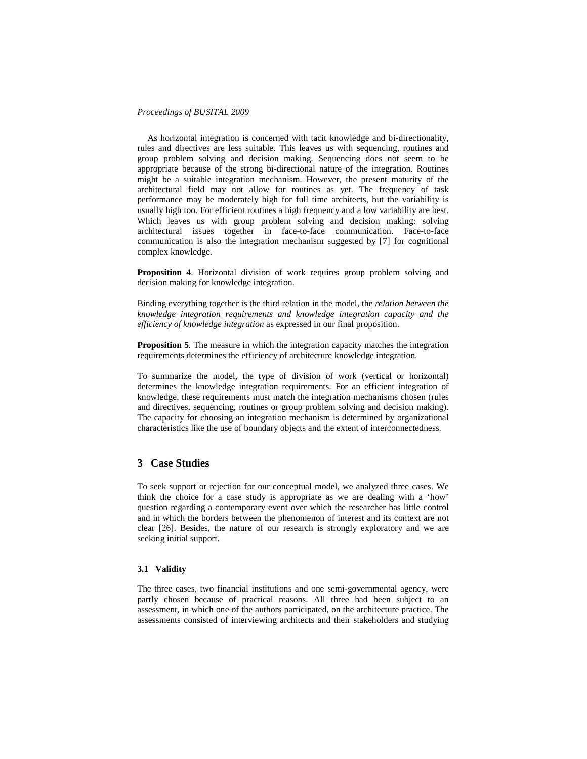As horizontal integration is concerned with tacit knowledge and bi-directionality, rules and directives are less suitable. This leaves us with sequencing, routines and group problem solving and decision making. Sequencing does not seem to be appropriate because of the strong bi-directional nature of the integration. Routines might be a suitable integration mechanism. However, the present maturity of the architectural field may not allow for routines as yet. The frequency of task performance may be moderately high for full time architects, but the variability is usually high too. For efficient routines a high frequency and a low variability are best. Which leaves us with group problem solving and decision making: solving architectural issues together in face-to-face communication. Face-to-face communication is also the integration mechanism suggested by [7] for cognitional complex knowledge.

**Proposition 4**. Horizontal division of work requires group problem solving and decision making for knowledge integration.

Binding everything together is the third relation in the model, the *relation between the knowledge integration requirements and knowledge integration capacity and the efficiency of knowledge integration* as expressed in our final proposition.

**Proposition 5**. The measure in which the integration capacity matches the integration requirements determines the efficiency of architecture knowledge integration.

To summarize the model, the type of division of work (vertical or horizontal) determines the knowledge integration requirements. For an efficient integration of knowledge, these requirements must match the integration mechanisms chosen (rules and directives, sequencing, routines or group problem solving and decision making). The capacity for choosing an integration mechanism is determined by organizational characteristics like the use of boundary objects and the extent of interconnectedness.

## 3 Case Studies

To seek support or rejection for our conceptual model, we analyzed three cases. We think the choice for a case study is appropriate as we are dealing with a 'how' question regarding a contemporary event over which the researcher has little control and in which the borders between the phenomenon of interest and its context are not clear [26]. Besides, the nature of our research is strongly exploratory and we are seeking initial support.

### 3.1 Validity

The three cases, two financial institutions and one semi-governmental agency, were partly chosen because of practical reasons. All three had been subject to an assessment, in which one of the authors participated, on the architecture practice. The assessments consisted of interviewing architects and their stakeholders and studying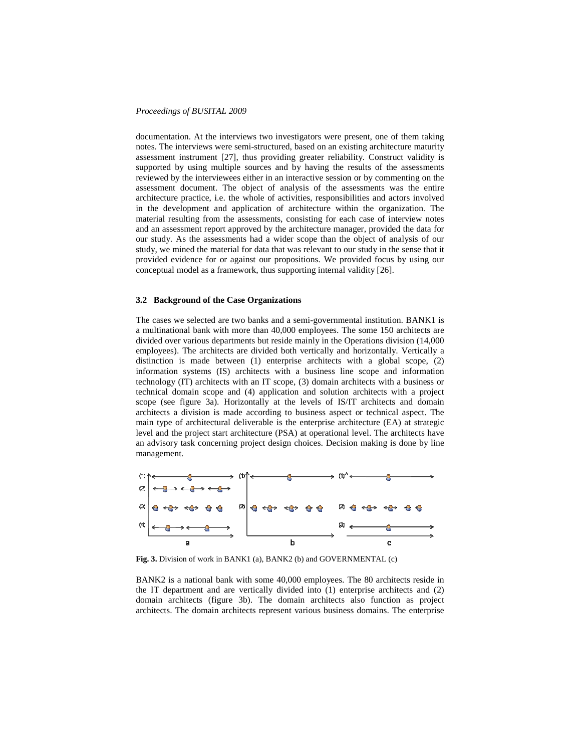documentation. At the interviews two investigators were present, one of them taking notes. The interviews were semi-structured, based on an existing architecture maturity assessment instrument [27], thus providing greater reliability. Construct validity is supported by using multiple sources and by having the results of the assessments reviewed by the interviewees either in an interactive session or by commenting on the assessment document. The object of analysis of the assessments was the entire architecture practice, i.e. the whole of activities, responsibilities and actors involved in the development and application of architecture within the organization. The material resulting from the assessments, consisting for each case of interview notes and an assessment report approved by the architecture manager, provided the data for our study. As the assessments had a wider scope than the object of analysis of our study, we mined the material for data that was relevant to our study in the sense that it provided evidence for or against our propositions. We provided focus by using our conceptual model as a framework, thus supporting internal validity [26].

### 3.2 Background of the Case Organizations

The cases we selected are two banks and a semi-governmental institution. BANK1 is a multinational bank with more than 40,000 employees. The some 150 architects are divided over various departments but reside mainly in the Operations division (14,000 employees). The architects are divided both vertically and horizontally. Vertically a distinction is made between (1) enterprise architects with a global scope, (2) information systems (IS) architects with a business line scope and information technology (IT) architects with an IT scope, (3) domain architects with a business or technical domain scope and (4) application and solution architects with a project scope (see figure 3a). Horizontally at the levels of IS/IT architects and domain architects a division is made according to business aspect or technical aspect. The main type of architectural deliverable is the enterprise architecture (EA) at strategic level and the project start architecture (PSA) at operational level. The architects have an advisory task concerning project design choices. Decision making is done by line management.

**Fig. 3.** Division of work in BANK1 (a), BANK2 (b) and GOVERNMENTAL (c)

BANK2 is a national bank with some 40,000 employees. The 80 architects reside in the IT department and are vertically divided into (1) enterprise architects and (2) domain architects (figure 3b). The domain architects also function as project architects. The domain architects represent various business domains. The enterprise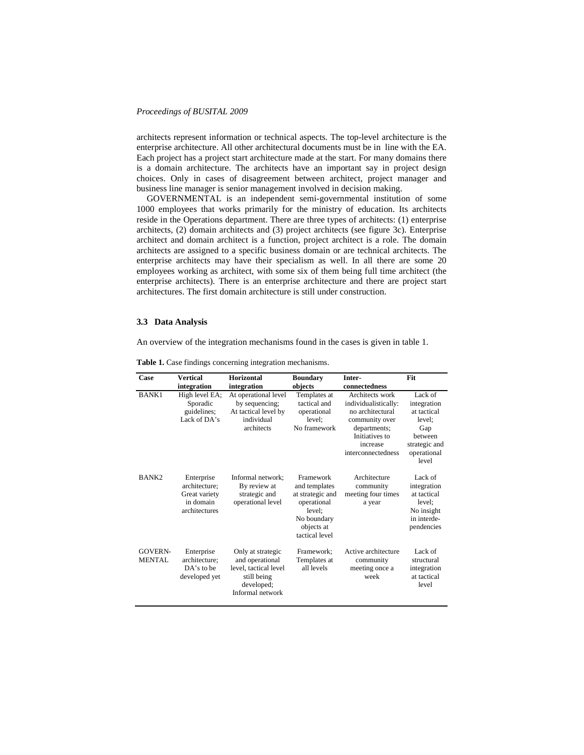architects represent information or technical aspects. The top-level architecture is the enterprise architecture. All other architectural documents must be in line with the EA. Each project has a project start architecture made at the start. For many domains there is a domain architecture. The architects have an important say in project design choices. Only in cases of disagreement between architect, project manager and business line manager is senior management involved in decision making.

GOVERNMENTAL is an independent semi-governmental institution of some 1000 employees that works primarily for the ministry of education. Its architects reside in the Operations department. There are three types of architects: (1) enterprise architects, (2) domain architects and (3) project architects (see figure 3c). Enterprise architect and domain architect is a function, project architect is a role. The domain architects are assigned to a specific business domain or are technical architects. The enterprise architects may have their specialism as well. In all there are some 20 employees working as architect, with some six of them being full time architect (the enterprise architects). There is an enterprise architecture and there are project start architectures. The first domain architecture is still under construction.

### 3.3 Data Analysis

An overview of the integration mechanisms found in the cases is given in table 1.

**Table 1.** Case findings concerning integration mechanisms.

| Case | Vertical integration | Horizontal integration | Boundary objects | Inter-connectedness | Fit |
|---|---|---|---|---|---|
| BANK1 | High level EA; Sporadic guidelines; Lack of DA's | At operational level by sequencing; At tactical level by individual architects | Templates at tactical and operational level; No framework | Architects work individualistically: no architectural community over departments; Initiatives to increase interconnectedness | Lack of integration at tactical level; Gap between strategic and operational level |
| BANK2 | Enterprise architecture; Great variety in domain architectures | Informal network; By review at strategic and operational level | Framework and templates at strategic and operational level; No boundary objects at tactical level | Architecture community meeting four times a year | Lack of integration at tactical level; No insight in interde-pendencies |
| GOVERN-MENTAL | Enterprise architecture; DA's to be developed yet | Only at strategic and operational level, tactical level still being developed; Informal network | Framework; Templates at all levels | Active architecture community meeting once a week | Lack of structural integration at tactical level |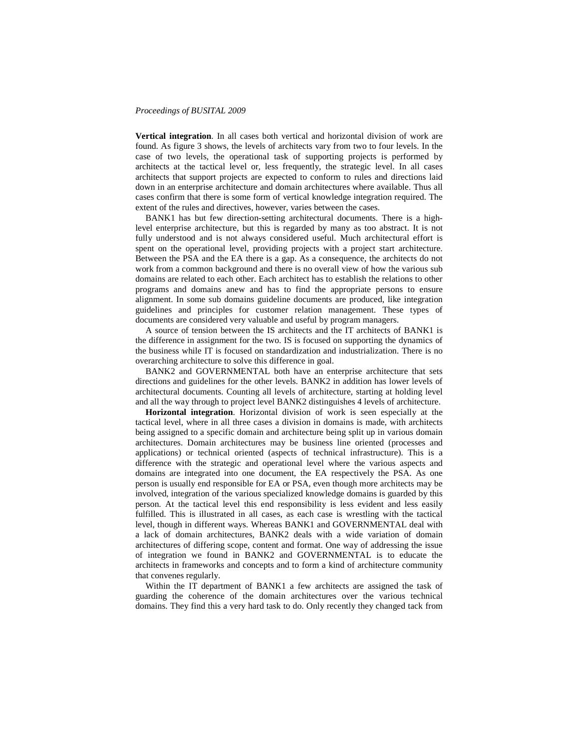**Vertical integration**. In all cases both vertical and horizontal division of work are found. As figure 3 shows, the levels of architects vary from two to four levels. In the case of two levels, the operational task of supporting projects is performed by architects at the tactical level or, less frequently, the strategic level. In all cases architects that support projects are expected to conform to rules and directions laid down in an enterprise architecture and domain architectures where available. Thus all cases confirm that there is some form of vertical knowledge integration required. The extent of the rules and directives, however, varies between the cases.

BANK1 has but few direction-setting architectural documents. There is a high-level enterprise architecture, but this is regarded by many as too abstract. It is not fully understood and is not always considered useful. Much architectural effort is spent on the operational level, providing projects with a project start architecture. Between the PSA and the EA there is a gap. As a consequence, the architects do not work from a common background and there is no overall view of how the various sub domains are related to each other. Each architect has to establish the relations to other programs and domains anew and has to find the appropriate persons to ensure alignment. In some sub domains guideline documents are produced, like integration guidelines and principles for customer relation management. These types of documents are considered very valuable and useful by program managers.

A source of tension between the IS architects and the IT architects of BANK1 is the difference in assignment for the two. IS is focused on supporting the dynamics of the business while IT is focused on standardization and industrialization. There is no overarching architecture to solve this difference in goal.

BANK2 and GOVERNMENTAL both have an enterprise architecture that sets directions and guidelines for the other levels. BANK2 in addition has lower levels of architectural documents. Counting all levels of architecture, starting at holding level and all the way through to project level BANK2 distinguishes 4 levels of architecture.

**Horizontal integration**. Horizontal division of work is seen especially at the tactical level, where in all three cases a division in domains is made, with architects being assigned to a specific domain and architecture being split up in various domain architectures. Domain architectures may be business line oriented (processes and applications) or technical oriented (aspects of technical infrastructure). This is a difference with the strategic and operational level where the various aspects and domains are integrated into one document, the EA respectively the PSA. As one person is usually end responsible for EA or PSA, even though more architects may be involved, integration of the various specialized knowledge domains is guarded by this person. At the tactical level this end responsibility is less evident and less easily fulfilled. This is illustrated in all cases, as each case is wrestling with the tactical level, though in different ways. Whereas BANK1 and GOVERNMENTAL deal with a lack of domain architectures, BANK2 deals with a wide variation of domain architectures of differing scope, content and format. One way of addressing the issue of integration we found in BANK2 and GOVERNMENTAL is to educate the architects in frameworks and concepts and to form a kind of architecture community that convenes regularly.

Within the IT department of BANK1 a few architects are assigned the task of guarding the coherence of the domain architectures over the various technical domains. They find this a very hard task to do. Only recently they changed tack from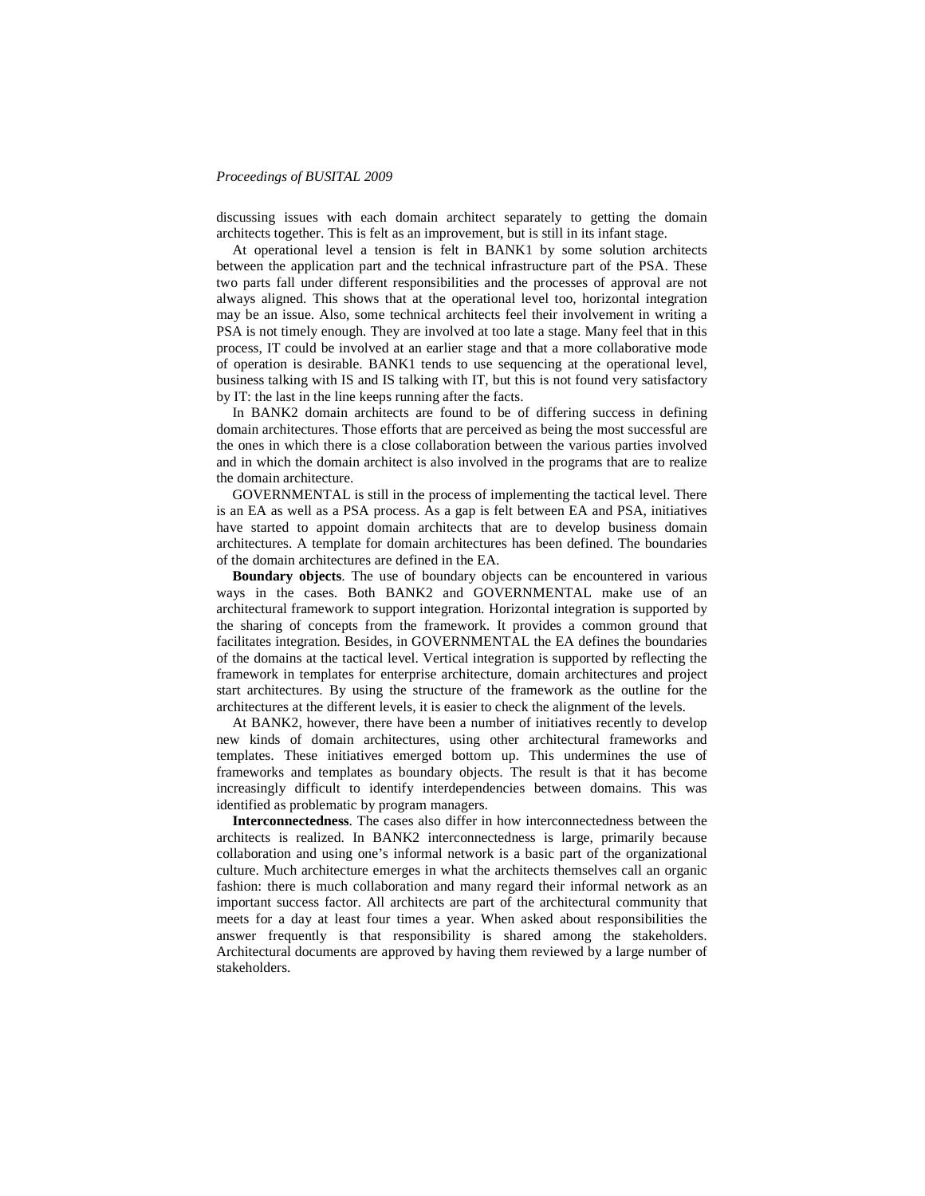discussing issues with each domain architect separately to getting the domain architects together. This is felt as an improvement, but is still in its infant stage.

At operational level a tension is felt in BANK1 by some solution architects between the application part and the technical infrastructure part of the PSA. These two parts fall under different responsibilities and the processes of approval are not always aligned. This shows that at the operational level too, horizontal integration may be an issue. Also, some technical architects feel their involvement in writing a PSA is not timely enough. They are involved at too late a stage. Many feel that in this process, IT could be involved at an earlier stage and that a more collaborative mode of operation is desirable. BANK1 tends to use sequencing at the operational level, business talking with IS and IS talking with IT, but this is not found very satisfactory by IT: the last in the line keeps running after the facts.

In BANK2 domain architects are found to be of differing success in defining domain architectures. Those efforts that are perceived as being the most successful are the ones in which there is a close collaboration between the various parties involved and in which the domain architect is also involved in the programs that are to realize the domain architecture.

GOVERNMENTAL is still in the process of implementing the tactical level. There is an EA as well as a PSA process. As a gap is felt between EA and PSA, initiatives have started to appoint domain architects that are to develop business domain architectures. A template for domain architectures has been defined. The boundaries of the domain architectures are defined in the EA.

**Boundary objects**. The use of boundary objects can be encountered in various ways in the cases. Both BANK2 and GOVERNMENTAL make use of an architectural framework to support integration. Horizontal integration is supported by the sharing of concepts from the framework. It provides a common ground that facilitates integration. Besides, in GOVERNMENTAL the EA defines the boundaries of the domains at the tactical level. Vertical integration is supported by reflecting the framework in templates for enterprise architecture, domain architectures and project start architectures. By using the structure of the framework as the outline for the architectures at the different levels, it is easier to check the alignment of the levels.

At BANK2, however, there have been a number of initiatives recently to develop new kinds of domain architectures, using other architectural frameworks and templates. These initiatives emerged bottom up. This undermines the use of frameworks and templates as boundary objects. The result is that it has become increasingly difficult to identify interdependencies between domains. This was identified as problematic by program managers.

**Interconnectedness**. The cases also differ in how interconnectedness between the architects is realized. In BANK2 interconnectedness is large, primarily because collaboration and using one's informal network is a basic part of the organizational culture. Much architecture emerges in what the architects themselves call an organic fashion: there is much collaboration and many regard their informal network as an important success factor. All architects are part of the architectural community that meets for a day at least four times a year. When asked about responsibilities the answer frequently is that responsibility is shared among the stakeholders. Architectural documents are approved by having them reviewed by a large number of stakeholders.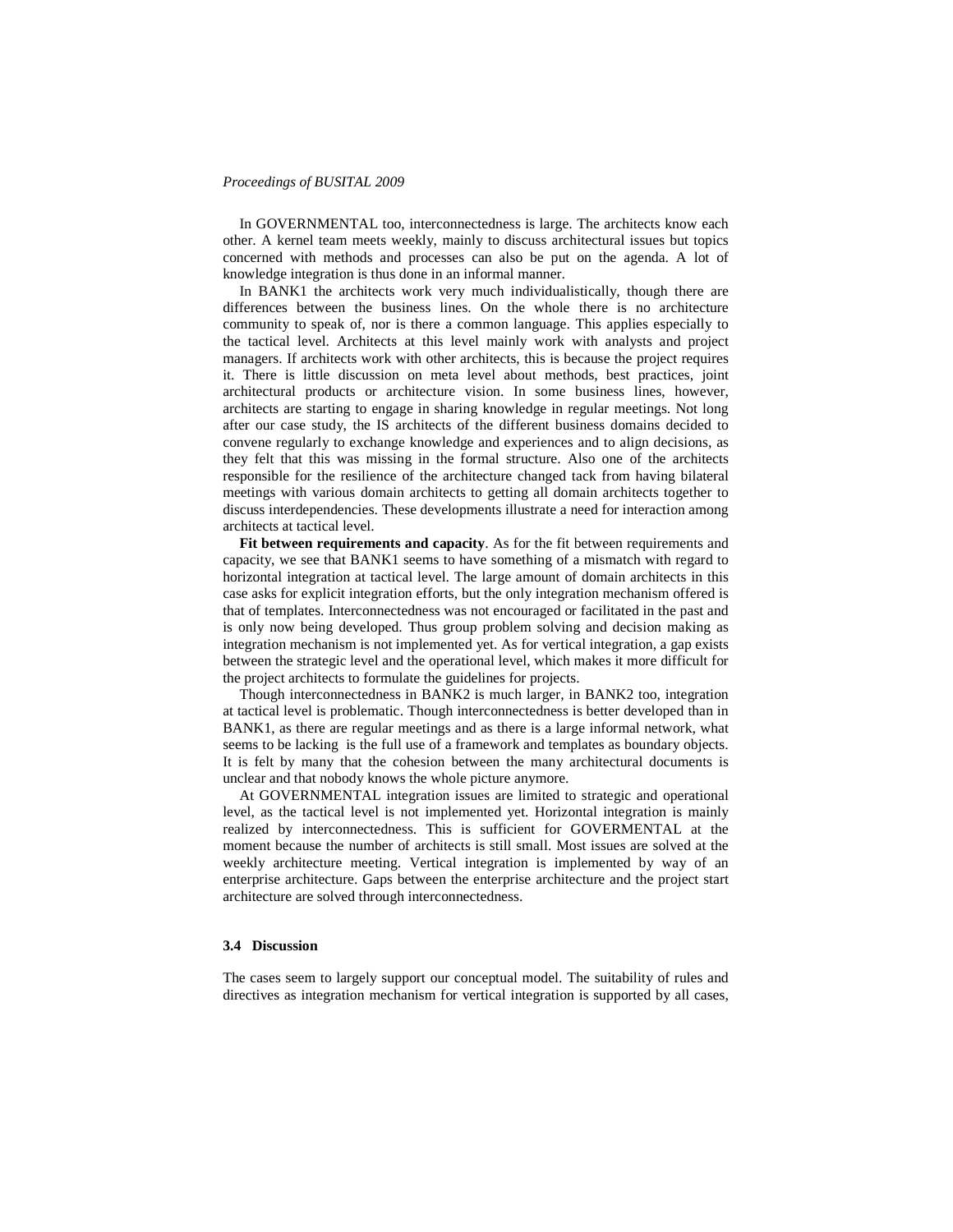In GOVERNMENTAL too, interconnectedness is large. The architects know each other. A kernel team meets weekly, mainly to discuss architectural issues but topics concerned with methods and processes can also be put on the agenda. A lot of knowledge integration is thus done in an informal manner.

In BANK1 the architects work very much individualistically, though there are differences between the business lines. On the whole there is no architecture community to speak of, nor is there a common language. This applies especially to the tactical level. Architects at this level mainly work with analysts and project managers. If architects work with other architects, this is because the project requires it. There is little discussion on meta level about methods, best practices, joint architectural products or architecture vision. In some business lines, however, architects are starting to engage in sharing knowledge in regular meetings. Not long after our case study, the IS architects of the different business domains decided to convene regularly to exchange knowledge and experiences and to align decisions, as they felt that this was missing in the formal structure. Also one of the architects responsible for the resilience of the architecture changed tack from having bilateral meetings with various domain architects to getting all domain architects together to discuss interdependencies. These developments illustrate a need for interaction among architects at tactical level.

**Fit between requirements and capacity**. As for the fit between requirements and capacity, we see that BANK1 seems to have something of a mismatch with regard to horizontal integration at tactical level. The large amount of domain architects in this case asks for explicit integration efforts, but the only integration mechanism offered is that of templates. Interconnectedness was not encouraged or facilitated in the past and is only now being developed. Thus group problem solving and decision making as integration mechanism is not implemented yet. As for vertical integration, a gap exists between the strategic level and the operational level, which makes it more difficult for the project architects to formulate the guidelines for projects.

Though interconnectedness in BANK2 is much larger, in BANK2 too, integration at tactical level is problematic. Though interconnectedness is better developed than in BANK1, as there are regular meetings and as there is a large informal network, what seems to be lacking is the full use of a framework and templates as boundary objects. It is felt by many that the cohesion between the many architectural documents is unclear and that nobody knows the whole picture anymore.

At GOVERNMENTAL integration issues are limited to strategic and operational level, as the tactical level is not implemented yet. Horizontal integration is mainly realized by interconnectedness. This is sufficient for GOVERMENTAL at the moment because the number of architects is still small. Most issues are solved at the weekly architecture meeting. Vertical integration is implemented by way of an enterprise architecture. Gaps between the enterprise architecture and the project start architecture are solved through interconnectedness.

### 3.4 Discussion

The cases seem to largely support our conceptual model. The suitability of rules and directives as integration mechanism for vertical integration is supported by all cases,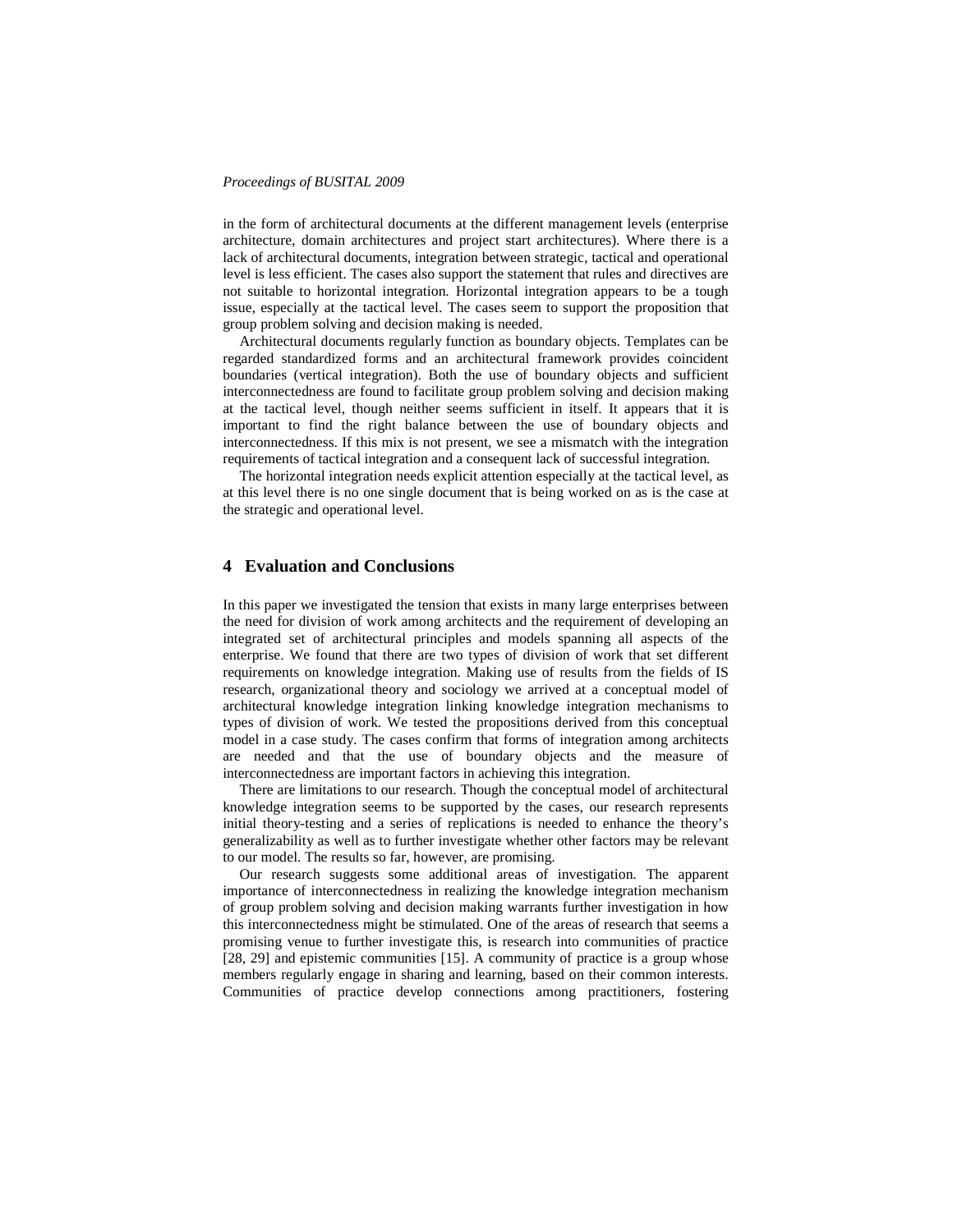in the form of architectural documents at the different management levels (enterprise architecture, domain architectures and project start architectures). Where there is a lack of architectural documents, integration between strategic, tactical and operational level is less efficient. The cases also support the statement that rules and directives are not suitable to horizontal integration. Horizontal integration appears to be a tough issue, especially at the tactical level. The cases seem to support the proposition that group problem solving and decision making is needed.

Architectural documents regularly function as boundary objects. Templates can be regarded standardized forms and an architectural framework provides coincident boundaries (vertical integration). Both the use of boundary objects and sufficient interconnectedness are found to facilitate group problem solving and decision making at the tactical level, though neither seems sufficient in itself. It appears that it is important to find the right balance between the use of boundary objects and interconnectedness. If this mix is not present, we see a mismatch with the integration requirements of tactical integration and a consequent lack of successful integration.

The horizontal integration needs explicit attention especially at the tactical level, as at this level there is no one single document that is being worked on as is the case at the strategic and operational level.

## 4 Evaluation and Conclusions

In this paper we investigated the tension that exists in many large enterprises between the need for division of work among architects and the requirement of developing an integrated set of architectural principles and models spanning all aspects of the enterprise. We found that there are two types of division of work that set different requirements on knowledge integration. Making use of results from the fields of IS research, organizational theory and sociology we arrived at a conceptual model of architectural knowledge integration linking knowledge integration mechanisms to types of division of work. We tested the propositions derived from this conceptual model in a case study. The cases confirm that forms of integration among architects are needed and that the use of boundary objects and the measure of interconnectedness are important factors in achieving this integration.

There are limitations to our research. Though the conceptual model of architectural knowledge integration seems to be supported by the cases, our research represents initial theory-testing and a series of replications is needed to enhance the theory's generalizability as well as to further investigate whether other factors may be relevant to our model. The results so far, however, are promising.

Our research suggests some additional areas of investigation. The apparent importance of interconnectedness in realizing the knowledge integration mechanism of group problem solving and decision making warrants further investigation in how this interconnectedness might be stimulated. One of the areas of research that seems a promising venue to further investigate this, is research into communities of practice [28, 29] and epistemic communities [15]. A community of practice is a group whose members regularly engage in sharing and learning, based on their common interests. Communities of practice develop connections among practitioners, fostering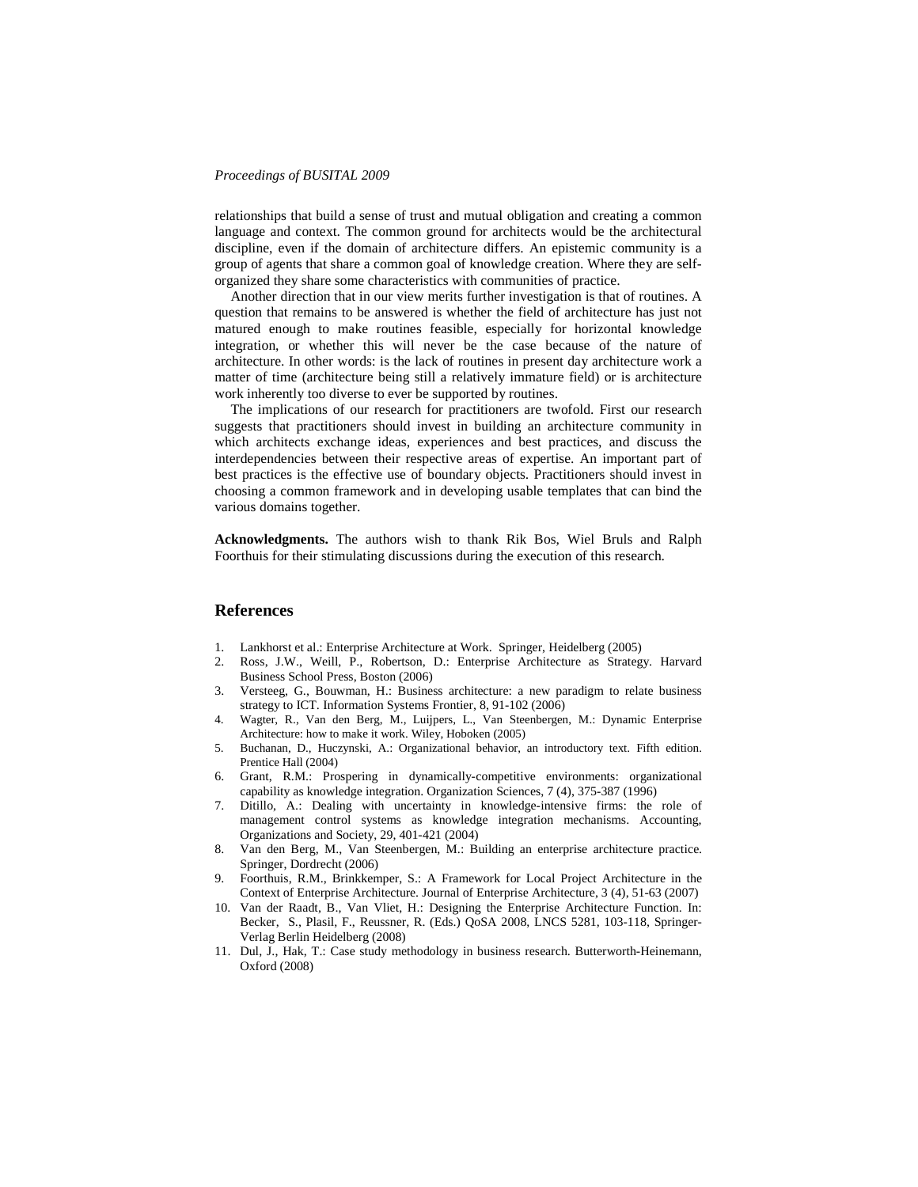relationships that build a sense of trust and mutual obligation and creating a common language and context. The common ground for architects would be the architectural discipline, even if the domain of architecture differs. An epistemic community is a group of agents that share a common goal of knowledge creation. Where they are self-organized they share some characteristics with communities of practice.

Another direction that in our view merits further investigation is that of routines. A question that remains to be answered is whether the field of architecture has just not matured enough to make routines feasible, especially for horizontal knowledge integration, or whether this will never be the case because of the nature of architecture. In other words: is the lack of routines in present day architecture work a matter of time (architecture being still a relatively immature field) or is architecture work inherently too diverse to ever be supported by routines.

The implications of our research for practitioners are twofold. First our research suggests that practitioners should invest in building an architecture community in which architects exchange ideas, experiences and best practices, and discuss the interdependencies between their respective areas of expertise. An important part of best practices is the effective use of boundary objects. Practitioners should invest in choosing a common framework and in developing usable templates that can bind the various domains together.

**Acknowledgments.** The authors wish to thank Rik Bos, Wiel Bruls and Ralph Foorthuis for their stimulating discussions during the execution of this research.

## References

1. Lankhorst et al.: Enterprise Architecture at Work. Springer, Heidelberg (2005)
2. Ross, J.W., Weill, P., Robertson, D.: Enterprise Architecture as Strategy. Harvard Business School Press, Boston (2006)
3. Versteeg, G., Bouwman, H.: Business architecture: a new paradigm to relate business strategy to ICT. Information Systems Frontier, 8, 91-102 (2006)
4. Wagter, R., Van den Berg, M., Luijpers, L., Van Steenbergen, M.: Dynamic Enterprise Architecture: how to make it work. Wiley, Hoboken (2005)
5. Buchanan, D., Huczynski, A.: Organizational behavior, an introductory text. Fifth edition. Prentice Hall (2004)
6. Grant, R.M.: Prospering in dynamically-competitive environments: organizational capability as knowledge integration. Organization Sciences, 7 (4), 375-387 (1996)
7. Ditillo, A.: Dealing with uncertainty in knowledge-intensive firms: the role of management control systems as knowledge integration mechanisms. Accounting, Organizations and Society, 29, 401-421 (2004)
8. Van den Berg, M., Van Steenbergen, M.: Building an enterprise architecture practice. Springer, Dordrecht (2006)
9. Foorthuis, R.M., Brinkkemper, S.: A Framework for Local Project Architecture in the Context of Enterprise Architecture. Journal of Enterprise Architecture, 3 (4), 51-63 (2007)
10. Van der Raadt, B., Van Vliet, H.: Designing the Enterprise Architecture Function. In: Becker, S., Plasil, F., Reussner, R. (Eds.) QoSA 2008, LNCS 5281, 103-118, Springer-Verlag Berlin Heidelberg (2008)
11. Dul, J., Hak, T.: Case study methodology in business research. Butterworth-Heinemann, Oxford (2008)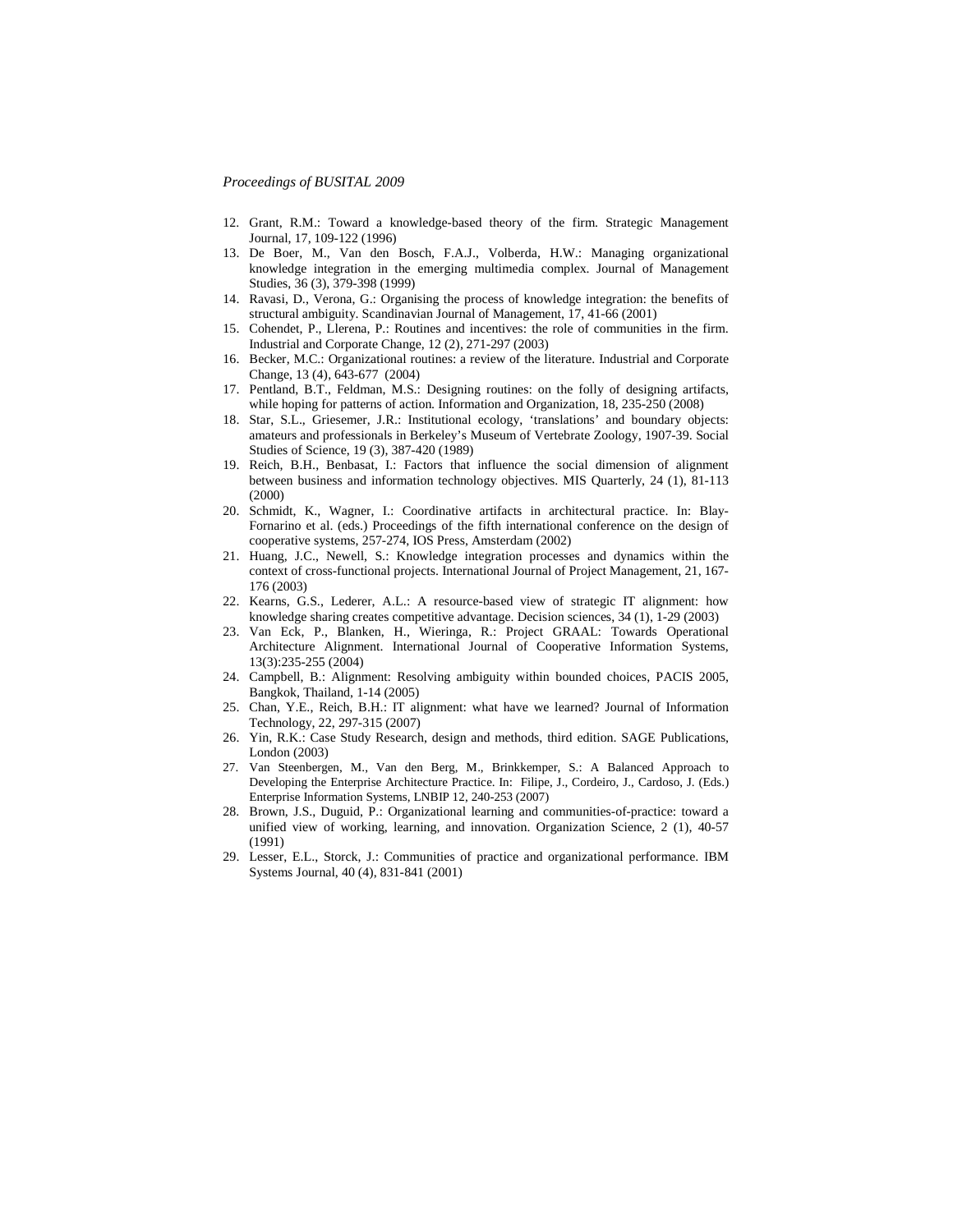12. Grant, R.M.: Toward a knowledge-based theory of the firm. Strategic Management Journal, 17, 109-122 (1996)
13. De Boer, M., Van den Bosch, F.A.J., Volberda, H.W.: Managing organizational knowledge integration in the emerging multimedia complex. Journal of Management Studies, 36 (3), 379-398 (1999)
14. Ravasi, D., Verona, G.: Organising the process of knowledge integration: the benefits of structural ambiguity. Scandinavian Journal of Management, 17, 41-66 (2001)
15. Cohendet, P., Llerena, P.: Routines and incentives: the role of communities in the firm. Industrial and Corporate Change, 12 (2), 271-297 (2003)
16. Becker, M.C.: Organizational routines: a review of the literature. Industrial and Corporate Change, 13 (4), 643-677 (2004)
17. Pentland, B.T., Feldman, M.S.: Designing routines: on the folly of designing artifacts, while hoping for patterns of action. Information and Organization, 18, 235-250 (2008)
18. Star, S.L., Griesemer, J.R.: Institutional ecology, 'translations' and boundary objects: amateurs and professionals in Berkeley's Museum of Vertebrate Zoology, 1907-39. Social Studies of Science, 19 (3), 387-420 (1989)
19. Reich, B.H., Benbasat, I.: Factors that influence the social dimension of alignment between business and information technology objectives. MIS Quarterly, 24 (1), 81-113 (2000)
20. Schmidt, K., Wagner, I.: Coordinative artifacts in architectural practice. In: Blay-Fornarino et al. (eds.) Proceedings of the fifth international conference on the design of cooperative systems, 257-274, IOS Press, Amsterdam (2002)
21. Huang, J.C., Newell, S.: Knowledge integration processes and dynamics within the context of cross-functional projects. International Journal of Project Management, 21, 167-176 (2003)
22. Kearns, G.S., Lederer, A.L.: A resource-based view of strategic IT alignment: how knowledge sharing creates competitive advantage. Decision sciences, 34 (1), 1-29 (2003)
23. Van Eck, P., Blanken, H., Wieringa, R.: Project GRAAL: Towards Operational Architecture Alignment. International Journal of Cooperative Information Systems, 13(3):235-255 (2004)
24. Campbell, B.: Alignment: Resolving ambiguity within bounded choices, PACIS 2005, Bangkok, Thailand, 1-14 (2005)
25. Chan, Y.E., Reich, B.H.: IT alignment: what have we learned? Journal of Information Technology, 22, 297-315 (2007)
26. Yin, R.K.: Case Study Research, design and methods, third edition. SAGE Publications, London (2003)
27. Van Steenbergen, M., Van den Berg, M., Brinkkemper, S.: A Balanced Approach to Developing the Enterprise Architecture Practice. In: Filipe, J., Cordeiro, J., Cardoso, J. (Eds.) Enterprise Information Systems, LNBIP 12, 240-253 (2007)
28. Brown, J.S., Duguid, P.: Organizational learning and communities-of-practice: toward a unified view of working, learning, and innovation. Organization Science, 2 (1), 40-57 (1991)
29. Lesser, E.L., Storck, J.: Communities of practice and organizational performance. IBM Systems Journal, 40 (4), 831-841 (2001)